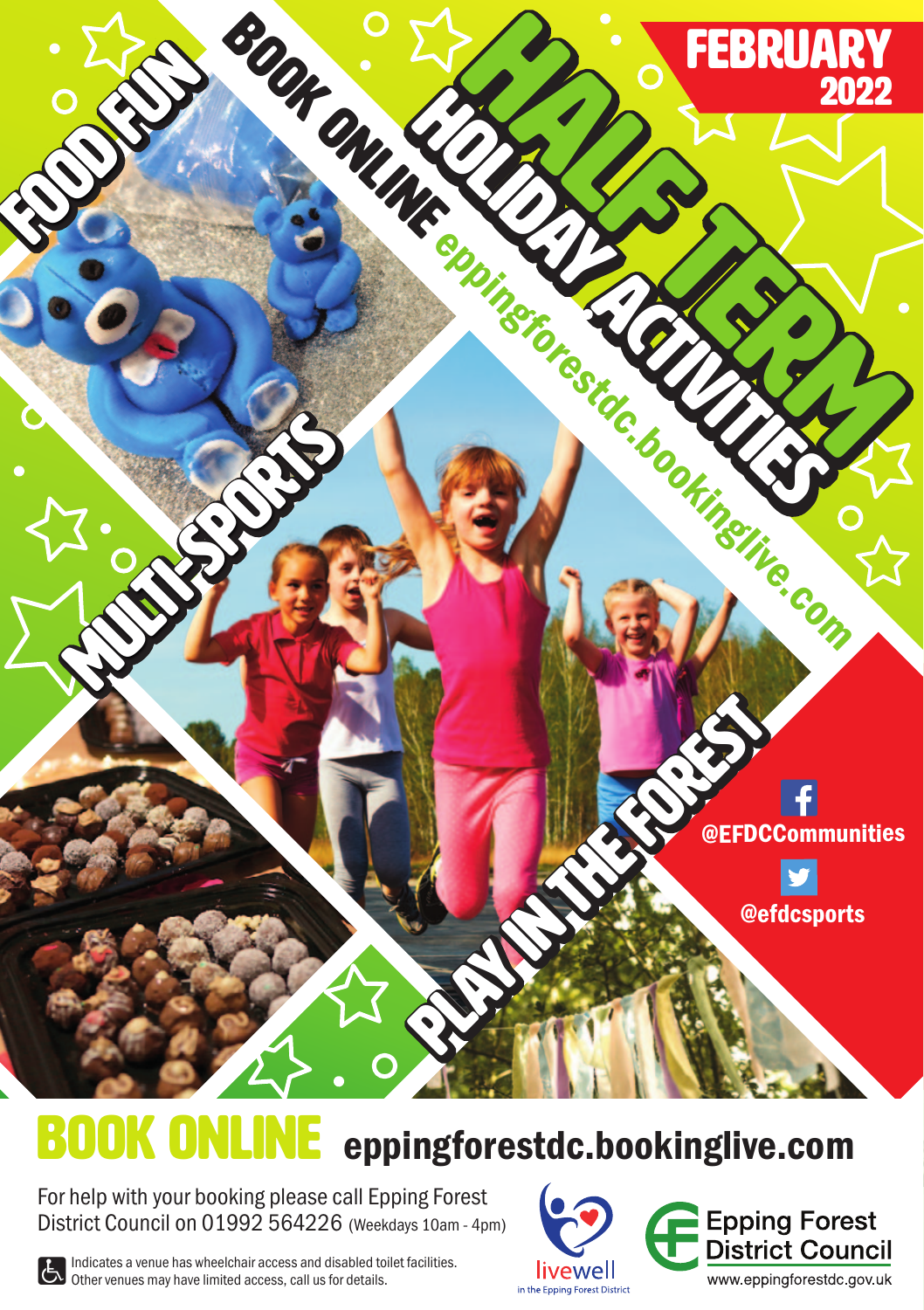# FEBRUARY 2022

# HALF TERM HOLIDAY ACTIVITIES

BOOK ONLINE eppingforestdc.bookinglive.com

FOOD FUN

MULTI-SPORTS

PLAY IN THE FOREST

@EFDCCommunities

@efdcsports

## BOOK ONLINE eppingforestdc.bookinglive.com

For help with your booking please call Epping Forest District Council on 01992 564226 (Weekdays 10am - 4pm)

Indicates a venue has wheelchair access and disabled toilet facilities. Other venues may have limited access, call us for details.

livewell in the Epping Forest District

Epping Forest District Council

www.eppingforestdc.gov.uk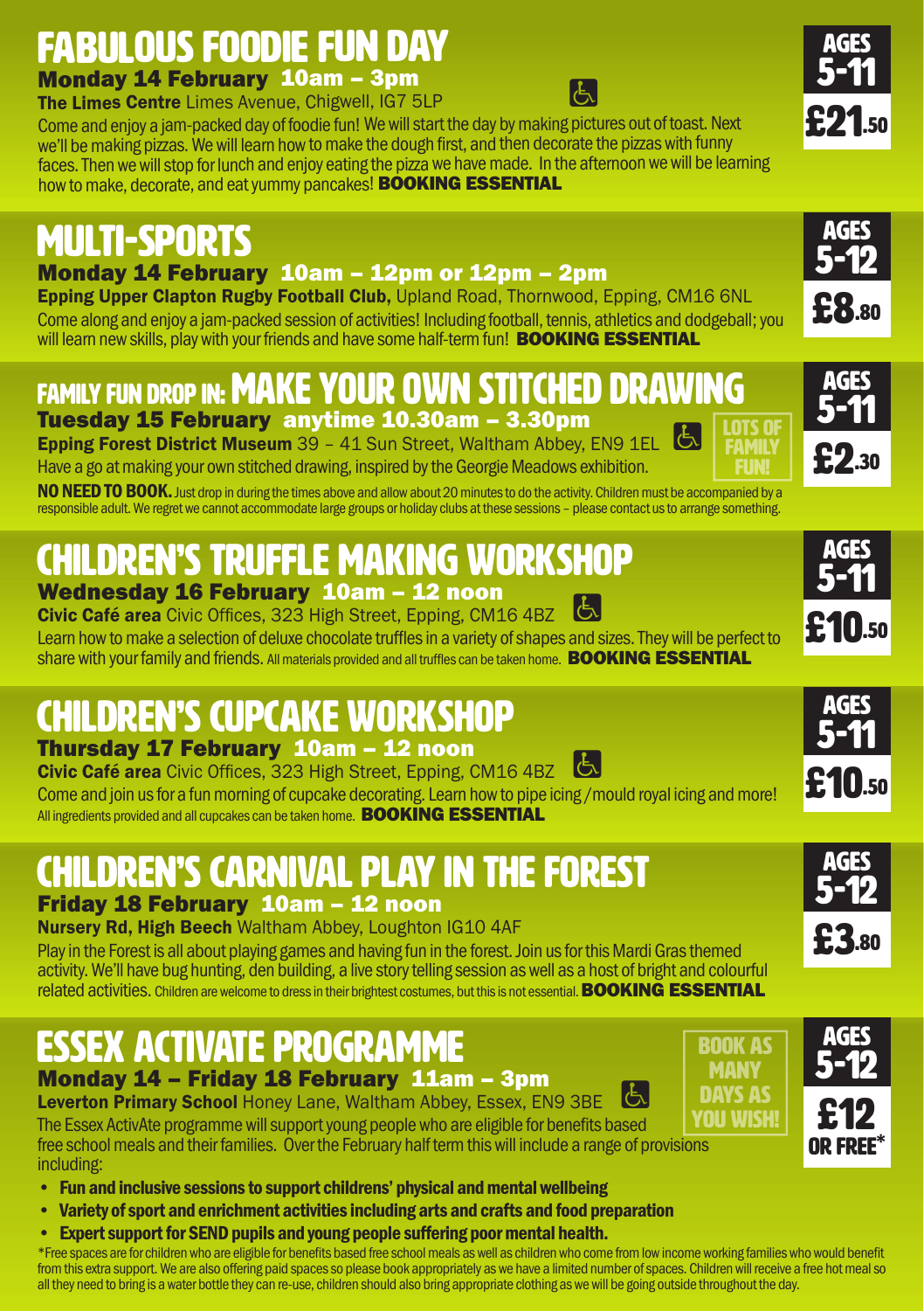## FABULOUS FOODIE FUN DAY

**Monday 14 February** 10am – 3pm

**The Limes Centre** Limes Avenue, Chigwell, IG7 5LP

Come and enjoy a jam-packed day of foodie fun! We will start the day by making pictures out of toast. Next we'll be making pizzas. We will learn how to make the dough first, and then decorate the pizzas with funny faces. Then we will stop for lunch and enjoy eating the pizza we have made. In the afternoon we will be learning how to make, decorate, and eat yummy pancakes! **BOOKING ESSENTIAL**

AGES 5-11

£21.50

## MULTI-SPORTS

**Monday 14 February** 10am – 12pm or 12pm – 2pm

**Epping Upper Clapton Rugby Football Club,** Upland Road, Thornwood, Epping, CM16 6NL

Come along and enjoy a jam-packed session of activities! Including football, tennis, athletics and dodgeball; you will learn new skills, play with your friends and have some half-term fun! **BOOKING ESSENTIAL**

AGES 5-12

£8.80

## FAMILY FUN DROP IN: MAKE YOUR OWN STITCHED DRAWING

**Tuesday 15 February** anytime 10.30am – 3.30pm

**Epping Forest District Museum** 39 – 41 Sun Street, Waltham Abbey, EN9 1EL

Have a go at making your own stitched drawing, inspired by the Georgie Meadows exhibition.

LOTS OF FAMILY FUN!

**NO NEED TO BOOK.** Just drop in during the times above and allow about 20 minutes to do the activity. Children must be accompanied by a responsible adult. We regret we cannot accommodate large groups or holiday clubs at these sessions – please contact us to arrange something.

AGES 5-11

£2.30

## CHILDREN'S TRUFFLE MAKING WORKSHOP

**Wednesday 16 February** 10am – 12 noon

**Civic Café area** Civic Offices, 323 High Street, Epping, CM16 4BZ

Learn how to make a selection of deluxe chocolate truffles in a variety of shapes and sizes. They will be perfect to share with your family and friends. All materials provided and all truffles can be taken home. **BOOKING ESSENTIAL**

AGES 5-11

£10.50

## CHILDREN'S CUPCAKE WORKSHOP

**Thursday 17 February** 10am – 12 noon

**Civic Café area** Civic Offices, 323 High Street, Epping, CM16 4BZ

Come and join us for a fun morning of cupcake decorating. Learn how to pipe icing /mould royal icing and more! All ingredients provided and all cupcakes can be taken home. **BOOKING ESSENTIAL**

AGES 5-11

£10.50

## CHILDREN'S CARNIVAL PLAY IN THE FOREST

**Friday 18 February** 10am – 12 noon

**Nursery Rd, High Beech** Waltham Abbey, Loughton IG10 4AF

Play in the Forest is all about playing games and having fun in the forest. Join us for this Mardi Gras themed activity. We'll have bug hunting, den building, a live story telling session as well as a host of bright and colourful related activities. Children are welcome to dress in their brightest costumes, but this is not essential. **BOOKING ESSENTIAL**

AGES 5-12

£3.80

## ESSEX ACTIVATE PROGRAMME

**Monday 14 – Friday 18 February** 11am – 3pm

**Leverton Primary School** Honey Lane, Waltham Abbey, Essex, EN9 3BE

BOOK AS MANY DAYS AS YOU WISH!

The Essex ActivAte programme will support young people who are eligible for benefits based free school meals and their families. Over the February half term this will include a range of provisions including:

- **Fun and inclusive sessions to support childrens' physical and mental wellbeing**
- **Variety of sport and enrichment activities including arts and crafts and food preparation**
- **Expert support for SEND pupils and young people suffering poor mental health.**

*Free spaces are for children who are eligible for benefits based free school meals as well as children who come from low income working families who would benefit from this extra support. We are also offering paid spaces so please book appropriately as we have a limited number of spaces. Children will receive a free hot meal so all they need to bring is a water bottle they can re-use, children should also bring appropriate clothing as we will be going outside throughout the day.

AGES 5-12

£12 OR FREE*